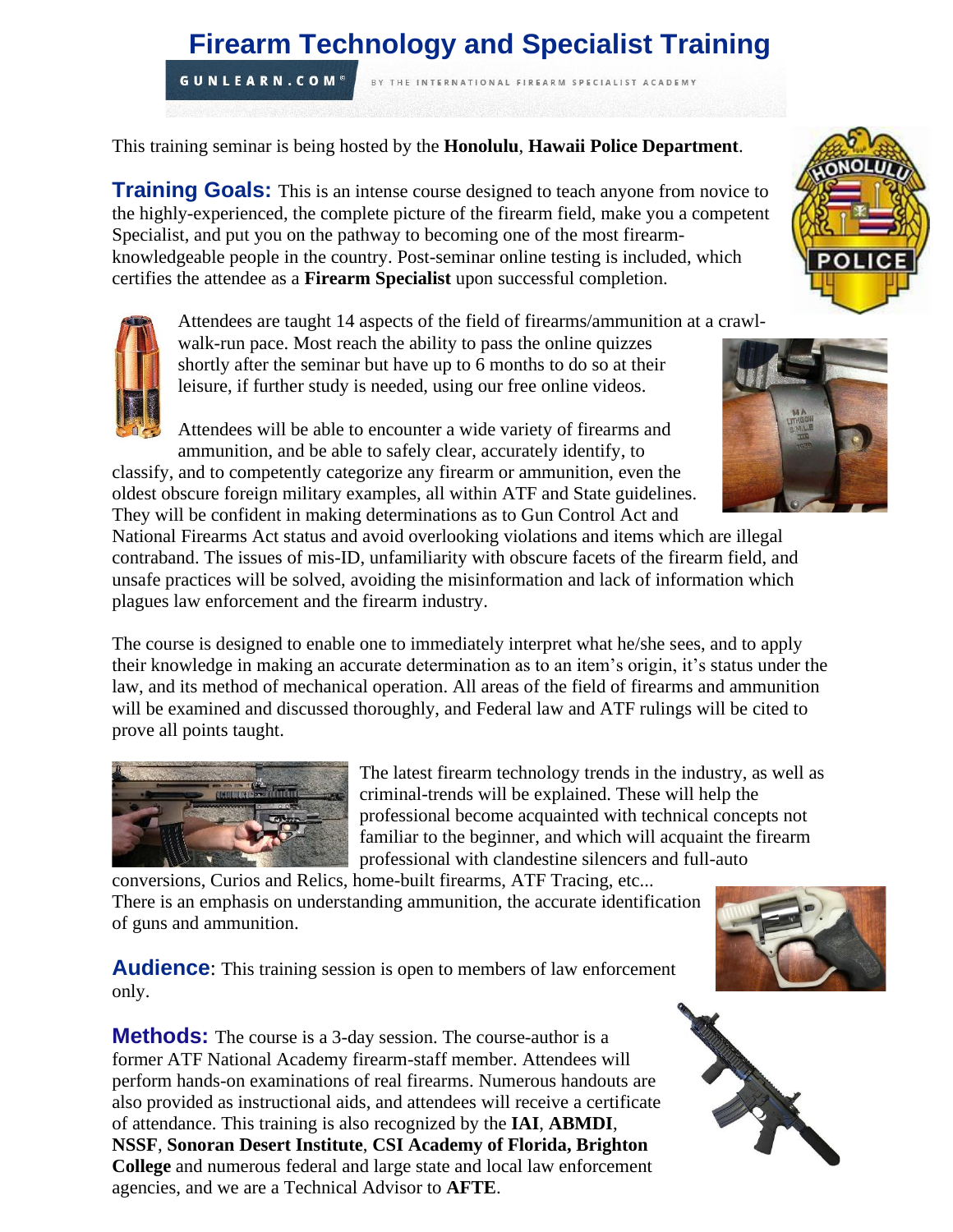# Firearm Technology and Specialist Training

**GUNLEARN.COM®** BY THE INTERNATIONAL FIREARM SPECIALIST ACADEMY

This training seminar is being hosted by the **Honolulu**, **Hawaii Police Department**.

**Training Goals:** This is an intense course designed to teach anyone from novice to the highly-experienced, the complete picture of the firearm field, make you a competent Specialist, and put you on the pathway to becoming one of the most firearm-knowledgeable people in the country. Post-seminar online testing is included, which certifies the attendee as a **Firearm Specialist** upon successful completion.

Attendees are taught 14 aspects of the field of firearms/ammunition at a crawl-walk-run pace. Most reach the ability to pass the online quizzes shortly after the seminar but have up to 6 months to do so at their leisure, if further study is needed, using our free online videos.

Attendees will be able to encounter a wide variety of firearms and ammunition, and be able to safely clear, accurately identify, to classify, and to competently categorize any firearm or ammunition, even the oldest obscure foreign military examples, all within ATF and State guidelines. They will be confident in making determinations as to Gun Control Act and National Firearms Act status and avoid overlooking violations and items which are illegal contraband. The issues of mis-ID, unfamiliarity with obscure facets of the firearm field, and unsafe practices will be solved, avoiding the misinformation and lack of information which plagues law enforcement and the firearm industry.

The course is designed to enable one to immediately interpret what he/she sees, and to apply their knowledge in making an accurate determination as to an item's origin, it's status under the law, and its method of mechanical operation. All areas of the field of firearms and ammunition will be examined and discussed thoroughly, and Federal law and ATF rulings will be cited to prove all points taught.

The latest firearm technology trends in the industry, as well as criminal-trends will be explained. These will help the professional become acquainted with technical concepts not familiar to the beginner, and which will acquaint the firearm professional with clandestine silencers and full-auto conversions, Curios and Relics, home-built firearms, ATF Tracing, etc... There is an emphasis on understanding ammunition, the accurate identification of guns and ammunition.

**Audience**: This training session is open to members of law enforcement only.

**Methods:** The course is a 3-day session. The course-author is a former ATF National Academy firearm-staff member. Attendees will perform hands-on examinations of real firearms. Numerous handouts are also provided as instructional aids, and attendees will receive a certificate of attendance. This training is also recognized by the **IAI**, **ABMDI**, **NSSF**, **Sonoran Desert Institute**, **CSI Academy of Florida, Brighton College** and numerous federal and large state and local law enforcement agencies, and we are a Technical Advisor to **AFTE**.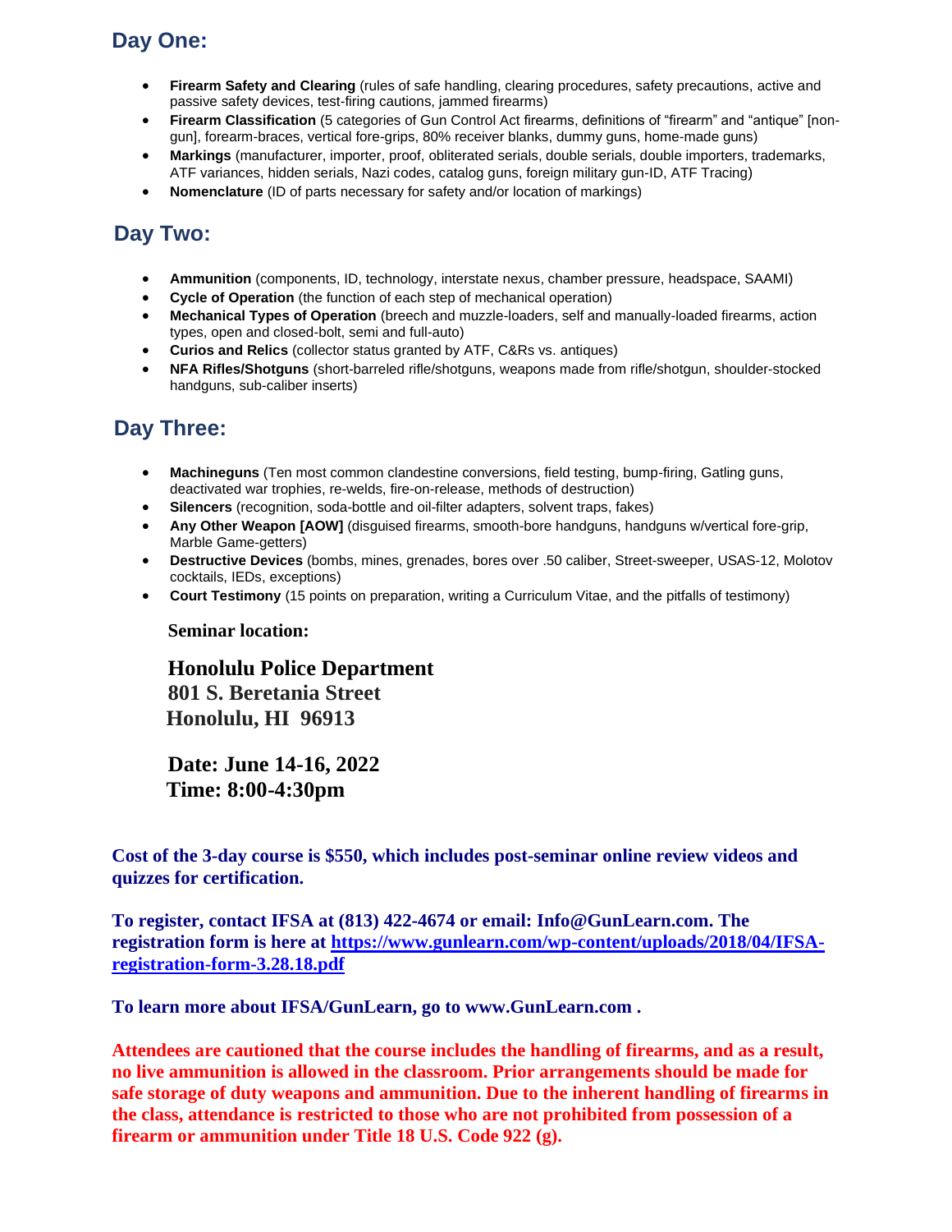## Day One:

- **Firearm Safety and Clearing** (rules of safe handling, clearing procedures, safety precautions, active and passive safety devices, test-firing cautions, jammed firearms)
- **Firearm Classification** (5 categories of Gun Control Act firearms, definitions of "firearm" and "antique" [non-gun], forearm-braces, vertical fore-grips, 80% receiver blanks, dummy guns, home-made guns)
- **Markings** (manufacturer, importer, proof, obliterated serials, double serials, double importers, trademarks, ATF variances, hidden serials, Nazi codes, catalog guns, foreign military gun-ID, ATF Tracing)
- **Nomenclature** (ID of parts necessary for safety and/or location of markings)

## Day Two:

- **Ammunition** (components, ID, technology, interstate nexus, chamber pressure, headspace, SAAMI)
- **Cycle of Operation** (the function of each step of mechanical operation)
- **Mechanical Types of Operation** (breech and muzzle-loaders, self and manually-loaded firearms, action types, open and closed-bolt, semi and full-auto)
- **Curios and Relics** (collector status granted by ATF, C&Rs vs. antiques)
- **NFA Rifles/Shotguns** (short-barreled rifle/shotguns, weapons made from rifle/shotgun, shoulder-stocked handguns, sub-caliber inserts)

## Day Three:

- **Machineguns** (Ten most common clandestine conversions, field testing, bump-firing, Gatling guns, deactivated war trophies, re-welds, fire-on-release, methods of destruction)
- **Silencers** (recognition, soda-bottle and oil-filter adapters, solvent traps, fakes)
- **Any Other Weapon [AOW]** (disguised firearms, smooth-bore handguns, handguns w/vertical fore-grip, Marble Game-getters)
- **Destructive Devices** (bombs, mines, grenades, bores over .50 caliber, Street-sweeper, USAS-12, Molotov cocktails, IEDs, exceptions)
- **Court Testimony** (15 points on preparation, writing a Curriculum Vitae, and the pitfalls of testimony)

**Seminar location:**

**Honolulu Police Department**
**801 S. Beretania Street**
**Honolulu, HI 96913**

**Date: June 14-16, 2022**
**Time: 8:00-4:30pm**

**Cost of the 3-day course is $550, which includes post-seminar online review videos and quizzes for certification.**

**To register, contact IFSA at (813) 422-4674 or email: Info@GunLearn.com. The registration form is here at [https://www.gunlearn.com/wp-content/uploads/2018/04/IFSA-registration-form-3.28.18.pdf](https://www.gunlearn.com/wp-content/uploads/2018/04/IFSA-registration-form-3.28.18.pdf)**

**To learn more about IFSA/GunLearn, go to www.GunLearn.com .**

**Attendees are cautioned that the course includes the handling of firearms, and as a result, no live ammunition is allowed in the classroom. Prior arrangements should be made for safe storage of duty weapons and ammunition. Due to the inherent handling of firearms in the class, attendance is restricted to those who are not prohibited from possession of a firearm or ammunition under Title 18 U.S. Code 922 (g).**